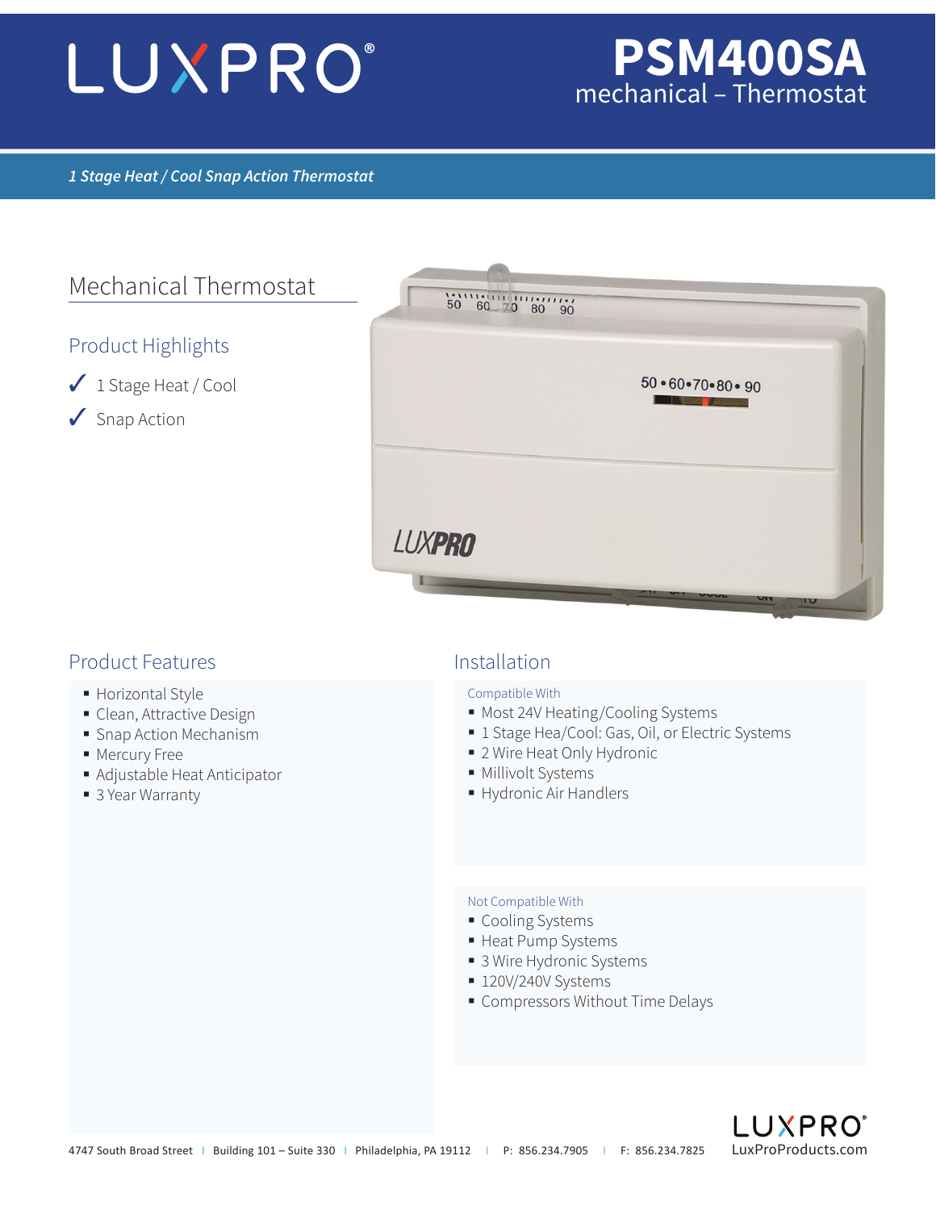# LUXPRO®

# PSM400SA
mechanical – Thermostat

*1 Stage Heat / Cool Snap Action Thermostat*

## Mechanical Thermostat

### Product Highlights

✓ 1 Stage Heat / Cool

✓ Snap Action

### Product Features

- Horizontal Style
- Clean, Attractive Design
- Snap Action Mechanism
- Mercury Free
- Adjustable Heat Anticipator
- 3 Year Warranty

### Installation

Compatible With

- Most 24V Heating/Cooling Systems
- 1 Stage Hea/Cool: Gas, Oil, or Electric Systems
- 2 Wire Heat Only Hydronic
- Millivolt Systems
- Hydronic Air Handlers

Not Compatible With

- Cooling Systems
- Heat Pump Systems
- 3 Wire Hydronic Systems
- 120V/240V Systems
- Compressors Without Time Delays

4747 South Broad Street | Building 101 – Suite 330 | Philadelphia, PA 19112 | P: 856.234.7905 | F: 856.234.7825

LUXPRO® LuxProProducts.com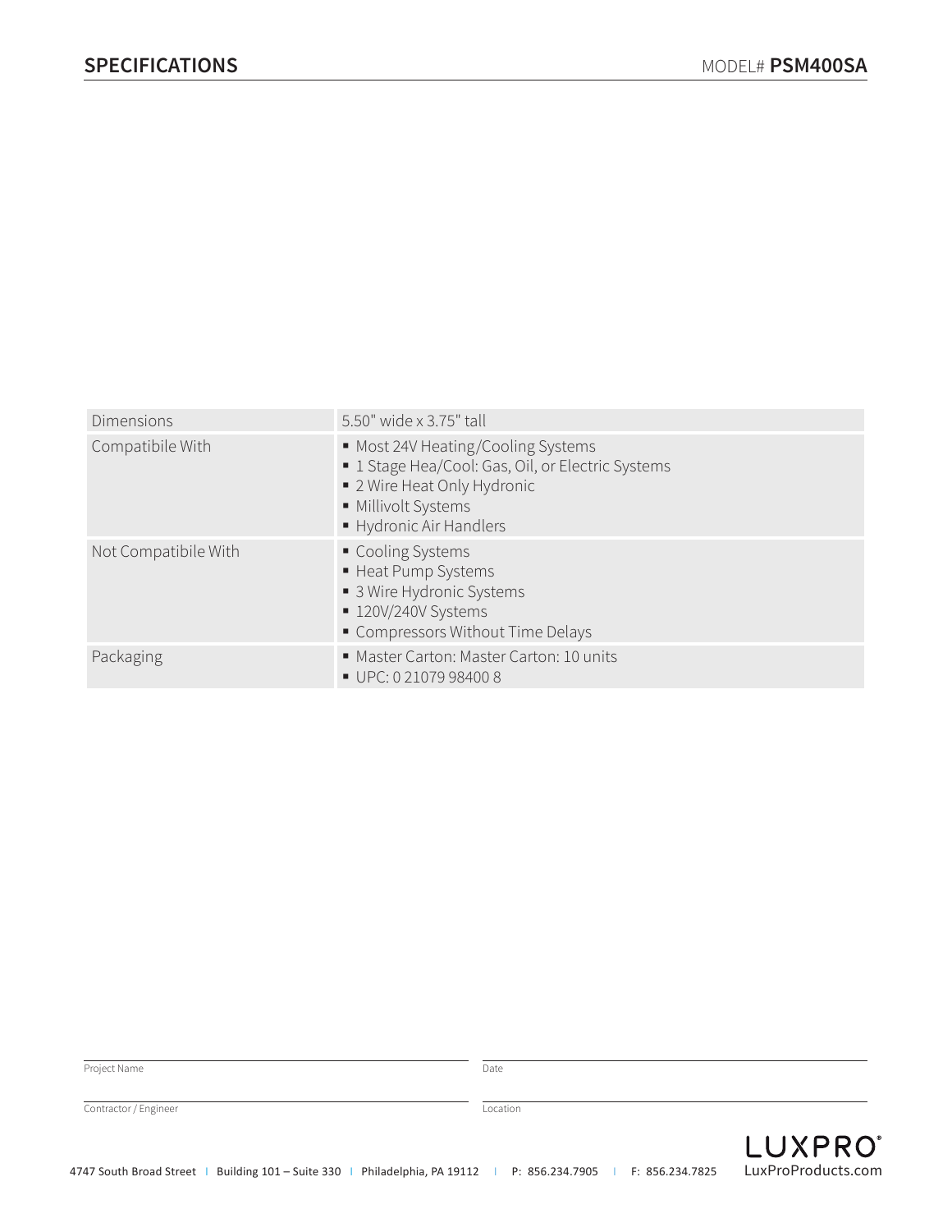## SPECIFICATIONS

MODEL# **PSM400SA**

| | |
|---|---|
| Dimensions | 5.50" wide x 3.75" tall |
| Compatibile With | ▪ Most 24V Heating/Cooling Systems<br>▪ 1 Stage Hea/Cool: Gas, Oil, or Electric Systems<br>▪ 2 Wire Heat Only Hydronic<br>▪ Millivolt Systems<br>▪ Hydronic Air Handlers |
| Not Compatibile With | ▪ Cooling Systems<br>▪ Heat Pump Systems<br>▪ 3 Wire Hydronic Systems<br>▪ 120V/240V Systems<br>▪ Compressors Without Time Delays |
| Packaging | ▪ Master Carton: Master Carton: 10 units<br>▪ UPC: 0 21079 98400 8 |

Project Name

Date

Contractor / Engineer

Location

4747 South Broad Street | Building 101 – Suite 330 | Philadelphia, PA 19112 | P: 856.234.7905 | F: 856.234.7825

LUXPRO®
LuxProProducts.com